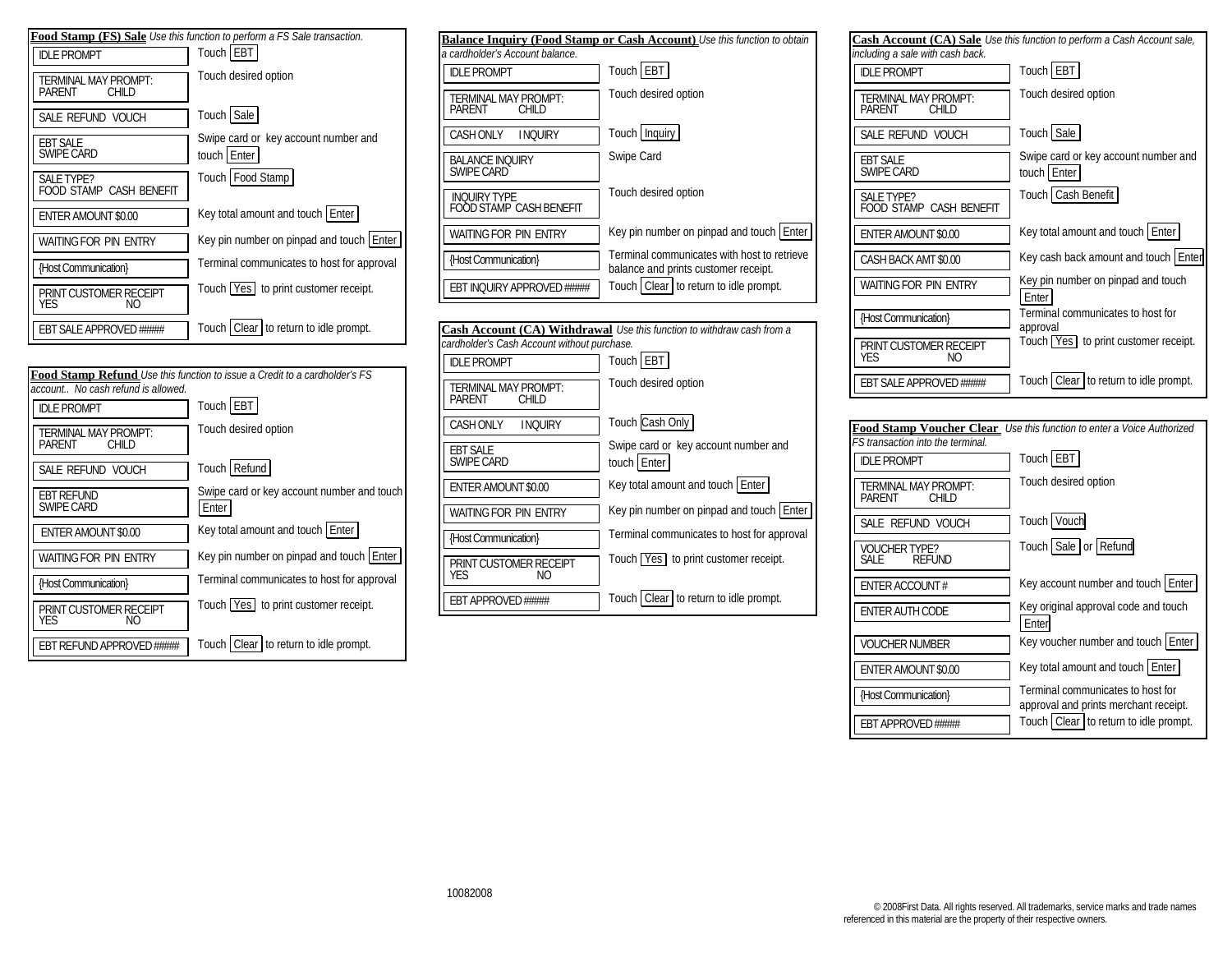## Food Stamp (FS) Sale

*Use this function to perform a FS Sale transaction.*

| Display | Action |
| --- | --- |
| IDLE PROMPT | Touch EBT |
| TERMINAL MAY PROMPT: PARENT CHILD | Touch desired option |
| SALE REFUND VOUCH | Touch Sale |
| EBT SALE SWIPE CARD | Swipe card or key account number and touch Enter |
| SALE TYPE? FOOD STAMP CASH BENEFIT | Touch Food Stamp |
| ENTER AMOUNT $0.00 | Key total amount and touch Enter |
| WAITING FOR PIN ENTRY | Key pin number on pinpad and touch Enter |
| {Host Communication} | Terminal communicates to host for approval |
| PRINT CUSTOMER RECEIPT YES NO | Touch Yes to print customer receipt. |
| EBT SALE APPROVED ###### | Touch Clear to return to idle prompt. |

## Food Stamp Refund

*Use this function to issue a Credit to a cardholder's FS account.. No cash refund is allowed.*

| Display | Action |
| --- | --- |
| IDLE PROMPT | Touch EBT |
| TERMINAL MAY PROMPT: PARENT CHILD | Touch desired option |
| SALE REFUND VOUCH | Touch Refund |
| EBT REFUND SWIPE CARD | Swipe card or key account number and touch Enter |
| ENTER AMOUNT $0.00 | Key total amount and touch Enter |
| WAITING FOR PIN ENTRY | Key pin number on pinpad and touch Enter |
| {Host Communication} | Terminal communicates to host for approval |
| PRINT CUSTOMER RECEIPT YES NO | Touch Yes to print customer receipt. |
| EBT REFUND APPROVED ##### | Touch Clear to return to idle prompt. |

## Balance Inquiry (Food Stamp or Cash Account)

*Use this function to obtain a cardholder's Account balance.*

| Display | Action |
| --- | --- |
| IDLE PROMPT | Touch EBT |
| TERMINAL MAY PROMPT: PARENT CHILD | Touch desired option |
| CASH ONLY INQUIRY | Touch Inquiry |
| BALANCE INQUIRY SWIPE CARD | Swipe Card |
| INQUIRY TYPE FOOD STAMP CASH BENEFIT | Touch desired option |
| WAITING FOR PIN ENTRY | Key pin number on pinpad and touch Enter |
| {Host Communication} | Terminal communicates with host to retrieve balance and prints customer receipt. |
| EBT INQUIRY APPROVED ###### | Touch Clear to return to idle prompt. |

## Cash Account (CA) Withdrawal

*Use this function to withdraw cash from a cardholder's Cash Account without purchase.*

| Display | Action |
| --- | --- |
| IDLE PROMPT | Touch EBT |
| TERMINAL MAY PROMPT: PARENT CHILD | Touch desired option |
| CASH ONLY INQUIRY | Touch Cash Only |
| EBT SALE SWIPE CARD | Swipe card or key account number and touch Enter |
| ENTER AMOUNT $0.00 | Key total amount and touch Enter |
| WAITING FOR PIN ENTRY | Key pin number on pinpad and touch Enter |
| {Host Communication} | Terminal communicates to host for approval |
| PRINT CUSTOMER RECEIPT YES NO | Touch Yes to print customer receipt. |
| EBT APPROVED ###### | Touch Clear to return to idle prompt. |

## Cash Account (CA) Sale

*Use this function to perform a Cash Account sale, including a sale with cash back.*

| Display | Action |
| --- | --- |
| IDLE PROMPT | Touch EBT |
| TERMINAL MAY PROMPT: PARENT CHILD | Touch desired option |
| SALE REFUND VOUCH | Touch Sale |
| EBT SALE SWIPE CARD | Swipe card or key account number and touch Enter |
| SALE TYPE? FOOD STAMP CASH BENEFIT | Touch Cash Benefit |
| ENTER AMOUNT $0.00 | Key total amount and touch Enter |
| CASH BACK AMT $0.00 | Key cash back amount and touch Enter |
| WAITING FOR PIN ENTRY | Key pin number on pinpad and touch Enter |
| {Host Communication} | Terminal communicates to host for approval |
| PRINT CUSTOMER RECEIPT YES NO | Touch Yes to print customer receipt. |
| EBT SALE APPROVED ##### | Touch Clear to return to idle prompt. |

## Food Stamp Voucher Clear

*Use this function to enter a Voice Authorized FS transaction into the terminal.*

| Display | Action |
| --- | --- |
| IDLE PROMPT | Touch EBT |
| TERMINAL MAY PROMPT: PARENT CHILD | Touch desired option |
| SALE REFUND VOUCH | Touch Vouch |
| VOUCHER TYPE? SALE REFUND | Touch Sale or Refund |
| ENTER ACCOUNT # | Key account number and touch Enter |
| ENTER AUTH CODE | Key original approval code and touch Enter |
| VOUCHER NUMBER | Key voucher number and touch Enter |
| ENTER AMOUNT $0.00 | Key total amount and touch Enter |
| {Host Communication} | Terminal communicates to host for approval and prints merchant receipt. |
| EBT APPROVED ##### | Touch Clear to return to idle prompt. |

10082008

© 2008First Data. All rights reserved. All trademarks, service marks and trade names referenced in this material are the property of their respective owners.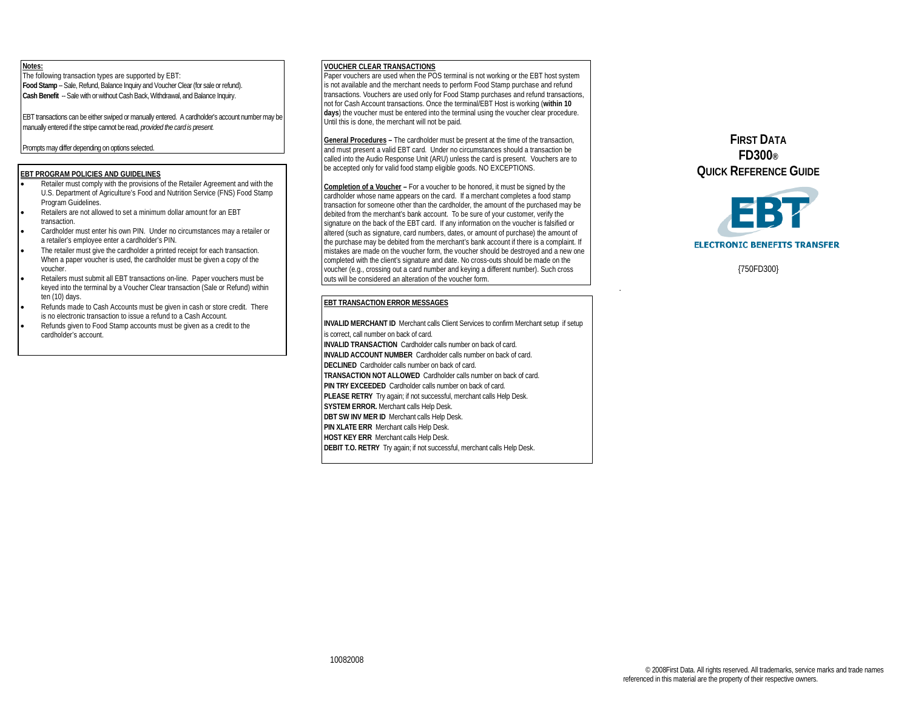**Notes:**

The following transaction types are supported by EBT:

**Food Stamp** – Sale, Refund, Balance Inquiry and Voucher Clear (for sale or refund).

**Cash Benefit** -- Sale with or without Cash Back, Withdrawal, and Balance Inquiry.

EBT transactions can be either swiped or manually entered. A cardholder's account number may be manually entered if the stripe cannot be read, *provided the card is present.*

Prompts may differ depending on options selected.

## EBT PROGRAM POLICIES AND GUIDELINES

- Retailer must comply with the provisions of the Retailer Agreement and with the U.S. Department of Agriculture's Food and Nutrition Service (FNS) Food Stamp Program Guidelines.
- Retailers are not allowed to set a minimum dollar amount for an EBT transaction.
- Cardholder must enter his own PIN. Under no circumstances may a retailer or a retailer's employee enter a cardholder's PIN.
- The retailer must give the cardholder a printed receipt for each transaction. When a paper voucher is used, the cardholder must be given a copy of the voucher.
- Retailers must submit all EBT transactions on-line. Paper vouchers must be keyed into the terminal by a Voucher Clear transaction (Sale or Refund) within ten (10) days.
- Refunds made to Cash Accounts must be given in cash or store credit. There is no electronic transaction to issue a refund to a Cash Account.
- Refunds given to Food Stamp accounts must be given as a credit to the cardholder's account.

## VOUCHER CLEAR TRANSACTIONS

Paper vouchers are used when the POS terminal is not working or the EBT host system is not available and the merchant needs to perform Food Stamp purchase and refund transactions. Vouchers are used only for Food Stamp purchases and refund transactions, not for Cash Account transactions. Once the terminal/EBT Host is working (**within 10 days**) the voucher must be entered into the terminal using the voucher clear procedure. Until this is done, the merchant will not be paid.

**General Procedures –** The cardholder must be present at the time of the transaction, and must present a valid EBT card. Under no circumstances should a transaction be called into the Audio Response Unit (ARU) unless the card is present. Vouchers are to be accepted only for valid food stamp eligible goods. NO EXCEPTIONS.

**Completion of a Voucher –** For a voucher to be honored, it must be signed by the cardholder whose name appears on the card. If a merchant completes a food stamp transaction for someone other than the cardholder, the amount of the purchased may be debited from the merchant's bank account. To be sure of your customer, verify the signature on the back of the EBT card. If any information on the voucher is falsified or altered (such as signature, card numbers, dates, or amount of purchase) the amount of the purchase may be debited from the merchant's bank account if there is a complaint. If mistakes are made on the voucher form, the voucher should be destroyed and a new one completed with the client's signature and date. No cross-outs should be made on the voucher (e.g., crossing out a card number and keying a different number). Such cross outs will be considered an alteration of the voucher form.

## EBT TRANSACTION ERROR MESSAGES

**INVALID MERCHANT ID** Merchant calls Client Services to confirm Merchant setup if setup is correct, call number on back of card.
**INVALID TRANSACTION** Cardholder calls number on back of card.
**INVALID ACCOUNT NUMBER** Cardholder calls number on back of card.
**DECLINED** Cardholder calls number on back of card.
**TRANSACTION NOT ALLOWED** Cardholder calls number on back of card.
**PIN TRY EXCEEDED** Cardholder calls number on back of card.
**PLEASE RETRY** Try again; if not successful, merchant calls Help Desk.
**SYSTEM ERROR.** Merchant calls Help Desk.
**DBT SW INV MER ID** Merchant calls Help Desk.
**PIN XLATE ERR** Merchant calls Help Desk.
**HOST KEY ERR** Merchant calls Help Desk.
**DEBIT T.O. RETRY** Try again; if not successful, merchant calls Help Desk.

10082008

# FIRST DATA FD300® QUICK REFERENCE GUIDE

EBT
ELECTRONIC BENEFITS TRANSFER

{750FD300}

© 2008First Data. All rights reserved. All trademarks, service marks and trade names referenced in this material are the property of their respective owners.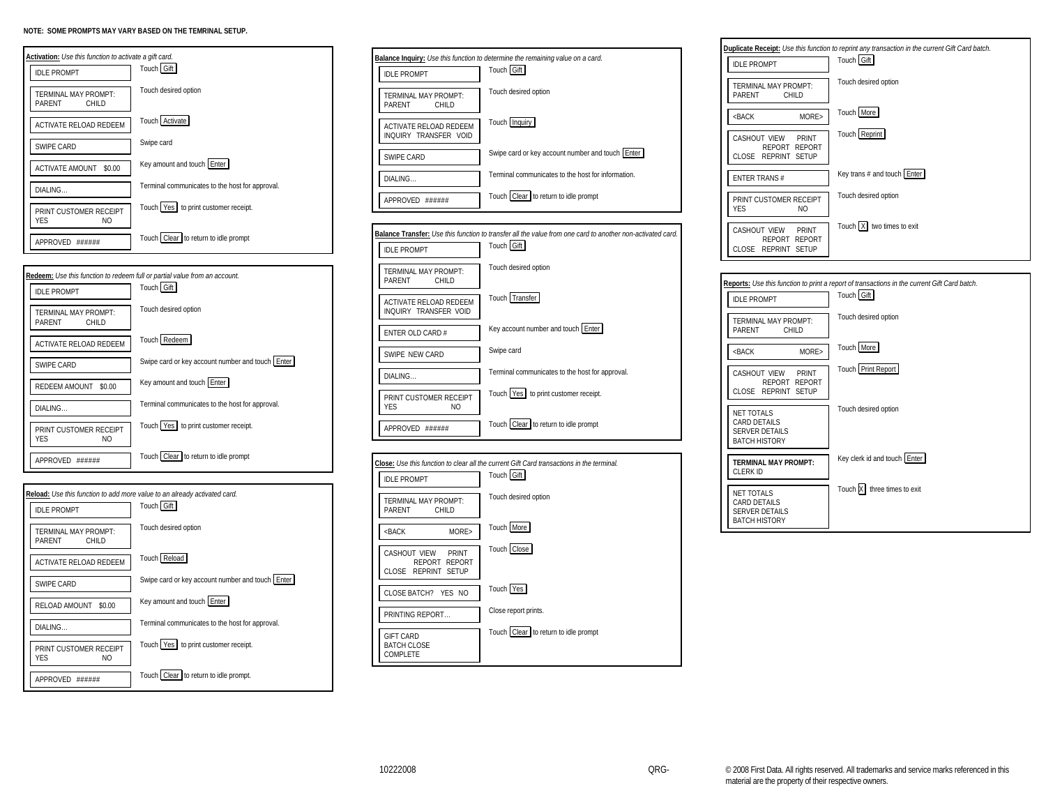**NOTE: SOME PROMPTS MAY VARY BASED ON THE TEMRINAL SETUP.**

**Activation:** *Use this function to activate a gift card.*

| Prompt | Action |
|---|---|
| IDLE PROMPT | Touch [Gift] |
| TERMINAL MAY PROMPT: PARENT CHILD | Touch desired option |
| ACTIVATE RELOAD REDEEM | Touch [Activate] |
| SWIPE CARD | Swipe card |
| ACTIVATE AMOUNT $0.00 | Key amount and touch [Enter] |
| DIALING… | Terminal communicates to the host for approval. |
| PRINT CUSTOMER RECEIPT YES NO | Touch [Yes] to print customer receipt. |
| APPROVED ###### | Touch [Clear] to return to idle prompt |

**Redeem:** *Use this function to redeem full or partial value from an account.*

| Prompt | Action |
|---|---|
| IDLE PROMPT | Touch [Gift] |
| TERMINAL MAY PROMPT: PARENT CHILD | Touch desired option |
| ACTIVATE RELOAD REDEEM | Touch [Redeem] |
| SWIPE CARD | Swipe card or key account number and touch [Enter] |
| REDEEM AMOUNT $0.00 | Key amount and touch [Enter] |
| DIALING… | Terminal communicates to the host for approval. |
| PRINT CUSTOMER RECEIPT YES NO | Touch [Yes] to print customer receipt. |
| APPROVED ###### | Touch [Clear] to return to idle prompt |

**Reload:** *Use this function to add more value to an already activated card.*

| Prompt | Action |
|---|---|
| IDLE PROMPT | Touch [Gift] |
| TERMINAL MAY PROMPT: PARENT CHILD | Touch desired option |
| ACTIVATE RELOAD REDEEM | Touch [Reload] |
| SWIPE CARD | Swipe card or key account number and touch [Enter] |
| RELOAD AMOUNT $0.00 | Key amount and touch [Enter] |
| DIALING… | Terminal communicates to the host for approval. |
| PRINT CUSTOMER RECEIPT YES NO | Touch [Yes] to print customer receipt. |
| APPROVED ###### | Touch [Clear] to return to idle prompt. |

**Balance Inquiry:** *Use this function to determine the remaining value on a card.*

| Prompt | Action |
|---|---|
| IDLE PROMPT | Touch [Gift] |
| TERMINAL MAY PROMPT: PARENT CHILD | Touch desired option |
| ACTIVATE RELOAD REDEEM INQUIRY TRANSFER VOID | Touch [Inquiry] |
| SWIPE CARD | Swipe card or key account number and touch [Enter] |
| DIALING… | Terminal communicates to the host for information. |
| APPROVED ###### | Touch [Clear] to return to idle prompt |

**Balance Transfer:** *Use this function to transfer all the value from one card to another non-activated card.*

| Prompt | Action |
|---|---|
| IDLE PROMPT | Touch [Gift] |
| TERMINAL MAY PROMPT: PARENT CHILD | Touch desired option |
| ACTIVATE RELOAD REDEEM INQUIRY TRANSFER VOID | Touch [Transfer] |
| ENTER OLD CARD # | Key account number and touch [Enter] |
| SWIPE NEW CARD | Swipe card |
| DIALING… | Terminal communicates to the host for approval. |
| PRINT CUSTOMER RECEIPT YES NO | Touch [Yes] to print customer receipt. |
| APPROVED ###### | Touch [Clear] to return to idle prompt |

**Close:** *Use this function to clear all the current Gift Card transactions in the terminal.*

| Prompt | Action |
|---|---|
| IDLE PROMPT | Touch [Gift] |
| TERMINAL MAY PROMPT: PARENT CHILD | Touch desired option |
| <BACK MORE> | Touch [More] |
| CASHOUT VIEW REPORT PRINT REPORT CLOSE REPRINT SETUP | Touch [Close] |
| CLOSE BATCH? YES NO | Touch [Yes] |
| PRINTING REPORT… | Close report prints. |
| GIFT CARD BATCH CLOSE COMPLETE | Touch [Clear] to return to idle prompt |

**Duplicate Receipt:** *Use this function to reprint any transaction in the current Gift Card batch.*

| Prompt | Action |
|---|---|
| IDLE PROMPT | Touch [Gift] |
| TERMINAL MAY PROMPT: PARENT CHILD | Touch desired option |
| <BACK MORE> | Touch [More] |
| CASHOUT VIEW REPORT PRINT REPORT CLOSE REPRINT SETUP | Touch [Reprint] |
| ENTER TRANS # | Key trans # and touch [Enter] |
| PRINT CUSTOMER RECEIPT YES NO | Touch desired option |
| CASHOUT VIEW REPORT PRINT REPORT CLOSE REPRINT SETUP | Touch [X] two times to exit |

**Reports:** *Use this function to print a report of transactions in the current Gift Card batch.*

| Prompt | Action |
|---|---|
| IDLE PROMPT | Touch [Gift] |
| TERMINAL MAY PROMPT: PARENT CHILD | Touch desired option |
| <BACK MORE> | Touch [More] |
| CASHOUT VIEW REPORT PRINT REPORT CLOSE REPRINT SETUP | Touch [Print Report] |
| NET TOTALS CARD DETAILS SERVER DETAILS BATCH HISTORY | Touch desired option |
| **TERMINAL MAY PROMPT:** CLERK ID | Key clerk id and touch [Enter] |
| NET TOTALS CARD DETAILS SERVER DETAILS BATCH HISTORY | Touch [X] three times to exit |

10222008 QRG-

© 2008 First Data. All rights reserved. All trademarks and service marks referenced in this material are the property of their respective owners.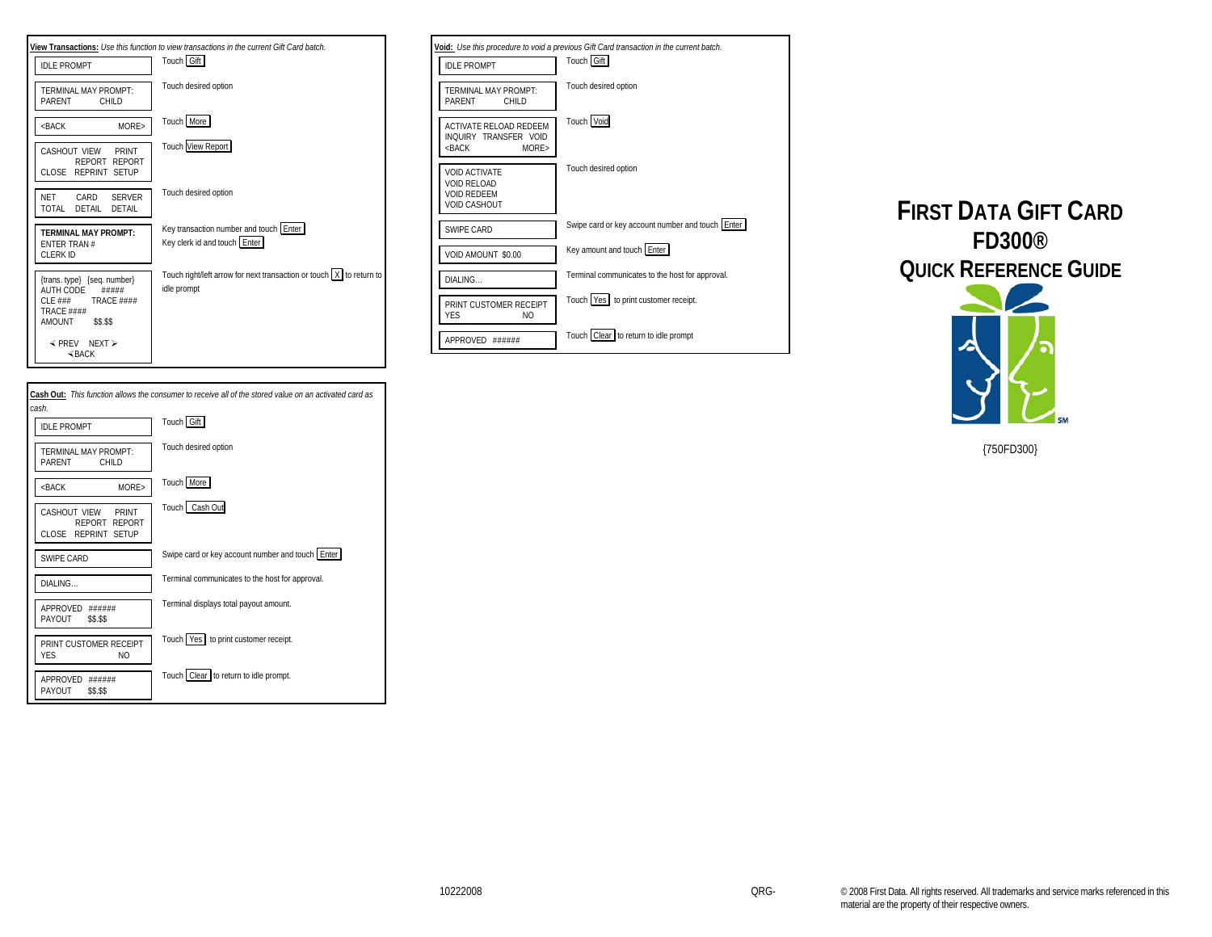**View Transactions:** *Use this function to view transactions in the current Gift Card batch.*

| Display | Action |
|---|---|
| IDLE PROMPT | Touch Gift |
| TERMINAL MAY PROMPT: PARENT CHILD | Touch desired option |
| <BACK MORE> | Touch More |
| CASHOUT VIEW REPORT PRINT REPORT CLOSE REPRINT SETUP | Touch View Report |
| NET TOTAL CARD DETAIL SERVER DETAIL | Touch desired option |
| **TERMINAL MAY PROMPT:** ENTER TRAN # CLERK ID | Key transaction number and touch Enter<br>Key clerk id and touch Enter |
| {trans. type} {seq. number} AUTH CODE ##### CLE ### TRACE #### TRACE #### AMOUNT $$.$$ ≺ PREV NEXT ➢ ≺BACK | Touch right/left arrow for next transaction or touch X to return to idle prompt |

**Cash Out:** *This function allows the consumer to receive all of the stored value on an activated card as cash.*

| Display | Action |
|---|---|
| IDLE PROMPT | Touch Gift |
| TERMINAL MAY PROMPT: PARENT CHILD | Touch desired option |
| <BACK MORE> | Touch More |
| CASHOUT VIEW REPORT PRINT REPORT CLOSE REPRINT SETUP | Touch Cash Out |
| SWIPE CARD | Swipe card or key account number and touch Enter |
| DIALING… | Terminal communicates to the host for approval. |
| APPROVED ###### PAYOUT $$.$$ | Terminal displays total payout amount. |
| PRINT CUSTOMER RECEIPT YES NO | Touch Yes to print customer receipt. |
| APPROVED ###### PAYOUT $$.$$ | Touch Clear to return to idle prompt. |

**Void:** *Use this procedure to void a previous Gift Card transaction in the current batch.*

| Display | Action |
|---|---|
| IDLE PROMPT | Touch Gift |
| TERMINAL MAY PROMPT: PARENT CHILD | Touch desired option |
| ACTIVATE RELOAD REDEEM INQUIRY TRANSFER VOID <BACK MORE> | Touch Void |
| VOID ACTIVATE VOID RELOAD VOID REDEEM VOID CASHOUT | Touch desired option |
| SWIPE CARD | Swipe card or key account number and touch Enter |
| VOID AMOUNT $0.00 | Key amount and touch Enter |
| DIALING… | Terminal communicates to the host for approval. |
| PRINT CUSTOMER RECEIPT YES NO | Touch Yes to print customer receipt. |
| APPROVED ###### | Touch Clear to return to idle prompt |

# FIRST DATA GIFT CARD FD300®
# QUICK REFERENCE GUIDE

SM

{750FD300}

10222008

QRG-

© 2008 First Data. All rights reserved. All trademarks and service marks referenced in this material are the property of their respective owners.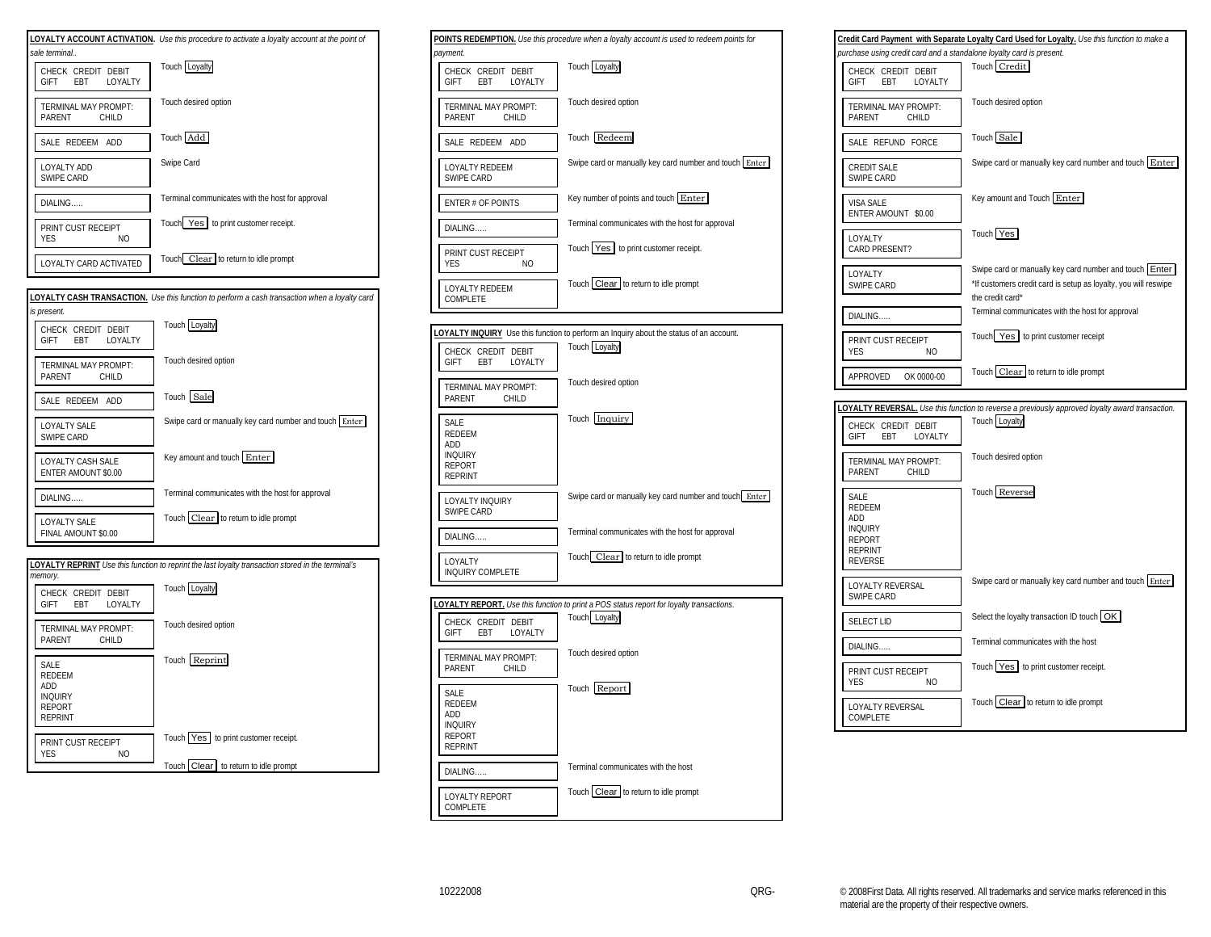**LOYALTY ACCOUNT ACTIVATION.** *Use this procedure to activate a loyalty account at the point of sale terminal..*

| Display | Action |
|---|---|
| CHECK CREDIT DEBIT GIFT EBT LOYALTY | Touch Loyalty |
| TERMINAL MAY PROMPT: PARENT CHILD | Touch desired option |
| SALE REDEEM ADD | Touch Add |
| LOYALTY ADD SWIPE CARD | Swipe Card |
| DIALING….. | Terminal communicates with the host for approval |
| PRINT CUST RECEIPT YES NO | Touch Yes to print customer receipt. |
| LOYALTY CARD ACTIVATED | Touch Clear to return to idle prompt |

**LOYALTY CASH TRANSACTION.** *Use this function to perform a cash transaction when a loyalty card is present.*

| Display | Action |
|---|---|
| CHECK CREDIT DEBIT GIFT EBT LOYALTY | Touch Loyalty |
| TERMINAL MAY PROMPT: PARENT CHILD | Touch desired option |
| SALE REDEEM ADD | Touch Sale |
| LOYALTY SALE SWIPE CARD | Swipe card or manually key card number and touch Enter |
| LOYALTY CASH SALE ENTER AMOUNT $0.00 | Key amount and touch Enter |
| DIALING….. | Terminal communicates with the host for approval |
| LOYALTY SALE FINAL AMOUNT $0.00 | Touch Clear to return to idle prompt |

**LOYALTY REPRINT** *Use this function to reprint the last loyalty transaction stored in the terminal's memory.*

| Display | Action |
|---|---|
| CHECK CREDIT DEBIT GIFT EBT LOYALTY | Touch Loyalty |
| TERMINAL MAY PROMPT: PARENT CHILD | Touch desired option |
| SALE REDEEM ADD INQUIRY REPORT REPRINT | Touch Reprint |
| PRINT CUST RECEIPT YES NO | Touch Yes to print customer receipt. |
| | Touch Clear to return to idle prompt |

**POINTS REDEMPTION.** *Use this procedure when a loyalty account is used to redeem points for payment.*

| Display | Action |
|---|---|
| CHECK CREDIT DEBIT GIFT EBT LOYALTY | Touch Loyalty |
| TERMINAL MAY PROMPT: PARENT CHILD | Touch desired option |
| SALE REDEEM ADD | Touch Redeem |
| LOYALTY REDEEM SWIPE CARD | Swipe card or manually key card number and touch Enter |
| ENTER # OF POINTS | Key number of points and touch Enter |
| DIALING….. | Terminal communicates with the host for approval |
| PRINT CUST RECEIPT YES NO | Touch Yes to print customer receipt. |
| LOYALTY REDEEM COMPLETE | Touch Clear to return to idle prompt |

**LOYALTY INQUIRY** Use this function to perform an Inquiry about the status of an account.

| Display | Action |
|---|---|
| CHECK CREDIT DEBIT GIFT EBT LOYALTY | Touch Loyalty |
| TERMINAL MAY PROMPT: PARENT CHILD | Touch desired option |
| SALE REDEEM ADD INQUIRY REPORT REPRINT | Touch Inquiry |
| LOYALTY INQUIRY SWIPE CARD | Swipe card or manually key card number and touch Enter |
| DIALING….. | Terminal communicates with the host for approval |
| LOYALTY INQUIRY COMPLETE | Touch Clear to return to idle prompt |

**LOYALTY REPORT.** *Use this function to print a POS status report for loyalty transactions.*

| Display | Action |
|---|---|
| CHECK CREDIT DEBIT GIFT EBT LOYALTY | Touch Loyalty |
| TERMINAL MAY PROMPT: PARENT CHILD | Touch desired option |
| SALE REDEEM ADD INQUIRY REPORT REPRINT | Touch Report |
| DIALING….. | Terminal communicates with the host |
| LOYALTY REPORT COMPLETE | Touch Clear to return to idle prompt |

**Credit Card Payment with Separate Loyalty Card Used for Loyalty.** *Use this function to make a purchase using credit card and a standalone loyalty card is present.*

| Display | Action |
|---|---|
| CHECK CREDIT DEBIT GIFT EBT LOYALTY | Touch Credit |
| TERMINAL MAY PROMPT: PARENT CHILD | Touch desired option |
| SALE REFUND FORCE | Touch Sale |
| CREDIT SALE SWIPE CARD | Swipe card or manually key card number and touch Enter |
| VISA SALE ENTER AMOUNT $0.00 | Key amount and Touch Enter |
| LOYALTY CARD PRESENT? | Touch Yes |
| LOYALTY SWIPE CARD | Swipe card or manually key card number and touch Enter *If customers credit card is setup as loyalty, you will reswipe the credit card* |
| DIALING….. | Terminal communicates with the host for approval |
| PRINT CUST RECEIPT YES NO | Touch Yes to print customer receipt |
| APPROVED OK 0000-00 | Touch Clear to return to idle prompt |

**LOYALTY REVERSAL.** *Use this function to reverse a previously approved loyalty award transaction.*

| Display | Action |
|---|---|
| CHECK CREDIT DEBIT GIFT EBT LOYALTY | Touch Loyalty |
| TERMINAL MAY PROMPT: PARENT CHILD | Touch desired option |
| SALE REDEEM ADD INQUIRY REPORT REPRINT REVERSE | Touch Reverse |
| LOYALTY REVERSAL SWIPE CARD | Swipe card or manually key card number and touch Enter |
| SELECT LID | Select the loyalty transaction ID touch OK |
| DIALING….. | Terminal communicates with the host |
| PRINT CUST RECEIPT YES NO | Touch Yes to print customer receipt. |
| LOYALTY REVERSAL COMPLETE | Touch Clear to return to idle prompt |

10222008 QRG-

© 2008First Data. All rights reserved. All trademarks and service marks referenced in this material are the property of their respective owners.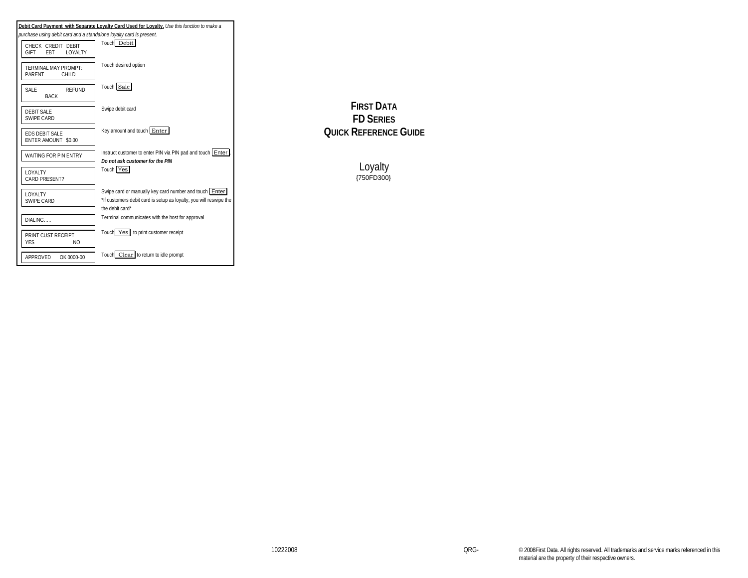**Debit Card Payment with Separate Loyalty Card Used for Loyalty.** *Use this function to make a purchase using debit card and a standalone loyalty card is present.*

| Terminal Display | Action |
|---|---|
| CHECK CREDIT DEBIT<br>GIFT EBT LOYALTY | Touch Debit |
| TERMINAL MAY PROMPT:<br>PARENT CHILD | Touch desired option |
| SALE REFUND<br>BACK | Touch Sale |
| DEBIT SALE<br>SWIPE CARD | Swipe debit card |
| EDS DEBIT SALE<br>ENTER AMOUNT $0.00 | Key amount and touch Enter |
| WAITING FOR PIN ENTRY | Instruct customer to enter PIN via PIN pad and touch Enter.<br>***Do not ask customer for the PIN*** |
| LOYALTY<br>CARD PRESENT? | Touch Yes |
| LOYALTY<br>SWIPE CARD | Swipe card or manually key card number and touch Enter<br>*If customers debit card is setup as loyalty, you will reswipe the the debit card* |
| DIALING….. | Terminal communicates with the host for approval |
| PRINT CUST RECEIPT<br>YES NO | Touch Yes to print customer receipt |
| APPROVED OK 0000-00 | Touch Clear to return to idle prompt |

# FIRST DATA FD SERIES QUICK REFERENCE GUIDE

## Loyalty

{750FD300}

10222008

QRG-

© 2008First Data. All rights reserved. All trademarks and service marks referenced in this material are the property of their respective owners.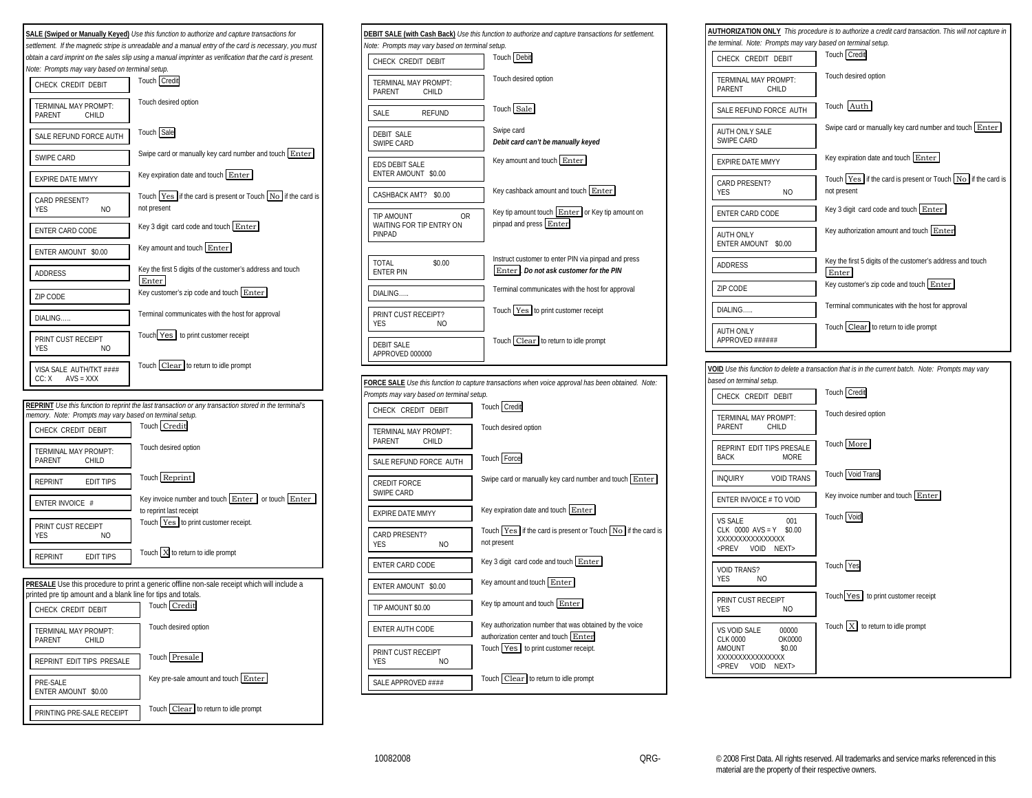**SALE (Swiped or Manually Keyed)** *Use this function to authorize and capture transactions for settlement. If the magnetic stripe is unreadable and a manual entry of the card is necessary, you must obtain a card imprint on the sales slip using a manual imprinter as verification that the card is present. Note: Prompts may vary based on terminal setup.*

| Prompt | Action |
|---|---|
| CHECK CREDIT DEBIT | Touch Credit |
| TERMINAL MAY PROMPT: PARENT CHILD | Touch desired option |
| SALE REFUND FORCE AUTH | Touch Sale |
| SWIPE CARD | Swipe card or manually key card number and touch Enter |
| EXPIRE DATE MMYY | Key expiration date and touch Enter |
| CARD PRESENT? YES NO | Touch Yes if the card is present or Touch No if the card is not present |
| ENTER CARD CODE | Key 3 digit card code and touch Enter |
| ENTER AMOUNT $0.00 | Key amount and touch Enter |
| ADDRESS | Key the first 5 digits of the customer's address and touch Enter |
| ZIP CODE | Key customer's zip code and touch Enter |
| DIALING….. | Terminal communicates with the host for approval |
| PRINT CUST RECEIPT YES NO | Touch Yes to print customer receipt |
| VISA SALE AUTH/TKT #### CC: X AVS = XXX | Touch Clear to return to idle prompt |

**REPRINT** *Use this function to reprint the last transaction or any transaction stored in the terminal's memory. Note: Prompts may vary based on terminal setup.*

| Prompt | Action |
|---|---|
| CHECK CREDIT DEBIT | Touch Credit |
| TERMINAL MAY PROMPT: PARENT CHILD | Touch desired option |
| REPRINT EDIT TIPS | Touch Reprint |
| ENTER INVOICE # | Key invoice number and touch Enter or touch Enter to reprint last receipt |
| PRINT CUST RECEIPT YES NO | Touch Yes to print customer receipt. |
| REPRINT EDIT TIPS | Touch X to return to idle prompt |

**PRESALE** Use this procedure to print a generic offline non-sale receipt which will include a printed pre tip amount and a blank line for tips and totals.

| Prompt | Action |
|---|---|
| CHECK CREDIT DEBIT | Touch Credit |
| TERMINAL MAY PROMPT: PARENT CHILD | Touch desired option |
| REPRINT EDIT TIPS PRESALE | Touch Presale |
| PRE-SALE ENTER AMOUNT $0.00 | Key pre-sale amount and touch Enter |
| PRINTING PRE-SALE RECEIPT | Touch Clear to return to idle prompt |

**DEBIT SALE (with Cash Back)** *Use this function to authorize and capture transactions for settlement. Note: Prompts may vary based on terminal setup.*

| Prompt | Action |
|---|---|
| CHECK CREDIT DEBIT | Touch Debit |
| TERMINAL MAY PROMPT: PARENT CHILD | Touch desired option |
| SALE REFUND | Touch Sale |
| DEBIT SALE SWIPE CARD | Swipe card ***Debit card can't be manually keyed*** |
| EDS DEBIT SALE ENTER AMOUNT $0.00 | Key amount and touch Enter |
| CASHBACK AMT? $0.00 | Key cashback amount and touch Enter |
| TIP AMOUNT OR WAITING FOR TIP ENTRY ON PINPAD | Key tip amount touch Enter or Key tip amount on pinpad and press Enter |
| TOTAL $0.00 ENTER PIN | Instruct customer to enter PIN via pinpad and press Enter. ***Do not ask customer for the PIN*** |
| DIALING….. | Terminal communicates with the host for approval |
| PRINT CUST RECEIPT? YES NO | Touch Yes to print customer receipt |
| DEBIT SALE APPROVED 000000 | Touch Clear to return to idle prompt |

**FORCE SALE** *Use this function to capture transactions when voice approval has been obtained. Note: Prompts may vary based on terminal setup.*

| Prompt | Action |
|---|---|
| CHECK CREDIT DEBIT | Touch Credit |
| TERMINAL MAY PROMPT: PARENT CHILD | Touch desired option |
| SALE REFUND FORCE AUTH | Touch Force |
| CREDIT FORCE SWIPE CARD | Swipe card or manually key card number and touch Enter |
| EXPIRE DATE MMYY | Key expiration date and touch Enter |
| CARD PRESENT? YES NO | Touch Yes if the card is present or Touch No if the card is not present |
| ENTER CARD CODE | Key 3 digit card code and touch Enter |
| ENTER AMOUNT $0.00 | Key amount and touch Enter |
| TIP AMOUNT $0.00 | Key tip amount and touch Enter |
| ENTER AUTH CODE | Key authorization number that was obtained by the voice authorization center and touch Enter |
| PRINT CUST RECEIPT YES NO | Touch Yes to print customer receipt. |
| SALE APPROVED #### | Touch Clear to return to idle prompt |

**AUTHORIZATION ONLY** *This procedure is to authorize a credit card transaction. This will not capture in the terminal. Note: Prompts may vary based on terminal setup.*

| Prompt | Action |
|---|---|
| CHECK CREDIT DEBIT | Touch Credit |
| TERMINAL MAY PROMPT: PARENT CHILD | Touch desired option |
| SALE REFUND FORCE AUTH | Touch Auth |
| AUTH ONLY SALE SWIPE CARD | Swipe card or manually key card number and touch Enter |
| EXPIRE DATE MMYY | Key expiration date and touch Enter |
| CARD PRESENT? YES NO | Touch Yes if the card is present or Touch No if the card is not present |
| ENTER CARD CODE | Key 3 digit card code and touch Enter |
| AUTH ONLY ENTER AMOUNT $0.00 | Key authorization amount and touch Enter |
| ADDRESS | Key the first 5 digits of the customer's address and touch Enter |
| ZIP CODE | Key customer's zip code and touch Enter |
| DIALING….. | Terminal communicates with the host for approval |
| AUTH ONLY APPROVED ###### | Touch Clear to return to idle prompt |

**VOID** *Use this function to delete a transaction that is in the current batch. Note: Prompts may vary based on terminal setup.*

| Prompt | Action |
|---|---|
| CHECK CREDIT DEBIT | Touch Credit |
| TERMINAL MAY PROMPT: PARENT CHILD | Touch desired option |
| REPRINT EDIT TIPS PRESALE BACK MORE | Touch More |
| INQUIRY VOID TRANS | Touch Void Trans |
| ENTER INVOICE # TO VOID | Key invoice number and touch Enter |
| VS SALE 001 CLK 0000 AVS = Y $0.00 XXXXXXXXXXXXXXXX <PREV VOID NEXT> | Touch Void |
| VOID TRANS? YES NO | Touch Yes |
| PRINT CUST RECEIPT YES NO | Touch Yes to print customer receipt |
| VS VOID SALE 00000 CLK 0000 OK0000 AMOUNT $0.00 XXXXXXXXXXXXXXXX <PREV VOID NEXT> | Touch X to return to idle prompt |

10082008 QRG-

© 2008 First Data. All rights reserved. All trademarks and service marks referenced in this material are the property of their respective owners.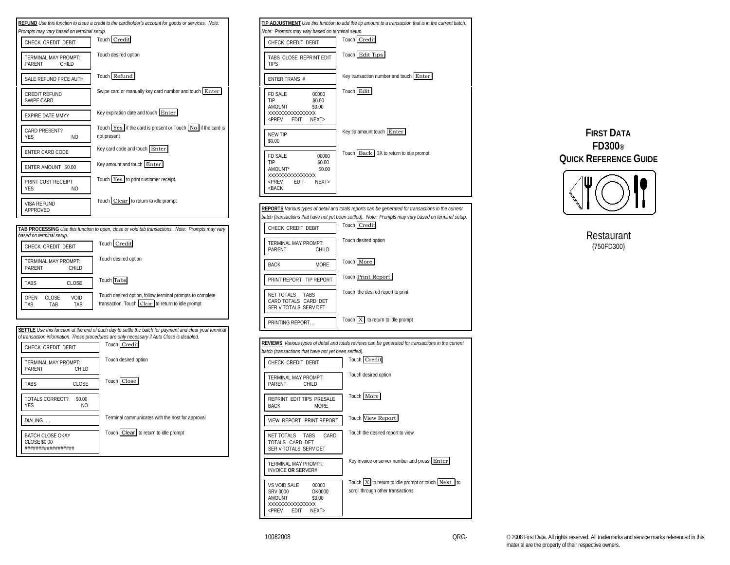# First Data FD300® Quick Reference Guide

Restaurant
{750FD300}

## REFUND

*Use this function to issue a credit to the cardholder's account for goods or services. Note: Prompts may vary based on terminal setup.*

| Screen | Action |
| --- | --- |
| CHECK CREDIT DEBIT | Touch Credit |
| TERMINAL MAY PROMPT: PARENT CHILD | Touch desired option |
| SALE REFUND FRCE AUTH | Touch Refund |
| CREDIT REFUND SWIPE CARD | Swipe card or manually key card number and touch Enter |
| EXPIRE DATE MMYY | Key expiration date and touch Enter |
| CARD PRESENT? YES NO | Touch Yes if the card is present or Touch No if the card is not present |
| ENTER CARD CODE | Key card code and touch Enter |
| ENTER AMOUNT $0.00 | Key amount and touch Enter |
| PRINT CUST RECEIPT YES NO | Touch Yes to print customer receipt. |
| VISA REFUND APPROVED | Touch Clear to return to idle prompt |

## TAB PROCESSING

*Use this function to open, close or void tab transactions. Note: Prompts may vary based on terminal setup.*

| Screen | Action |
| --- | --- |
| CHECK CREDIT DEBIT | Touch Credit |
| TERMINAL MAY PROMPT: PARENT CHILD | Touch desired option |
| TABS CLOSE | Touch Tabs |
| OPEN TAB CLOSE TAB VOID TAB | Touch desired option, follow terminal prompts to complete transaction. Touch Clear to return to idle prompt |

## SETTLE

*Use this function at the end of each day to settle the batch for payment and clear your terminal of transaction information. These procedures are only necessary if Auto Close is disabled.*

| Screen | Action |
| --- | --- |
| CHECK CREDIT DEBIT | Touch Credit |
| TERMINAL MAY PROMPT: PARENT CHILD | Touch desired option |
| TABS CLOSE | Touch Close |
| TOTALS CORRECT? $0.00 YES NO | |
| DIALING..... | Terminal communicates with the host for approval |
| BATCH CLOSE OKAY CLOSE $0.00 ################## | Touch Clear to return to idle prompt |

## TIP ADJUSTMENT

*Use this function to add the tip amount to a transaction that is in the current batch. Note: Prompts may vary based on terminal setup.*

| Screen | Action |
| --- | --- |
| CHECK CREDIT DEBIT | Touch Credit |
| TABS CLOSE REPRINT EDIT TIPS | Touch Edit Tips |
| ENTER TRANS # | Key transaction number and touch Enter |
| FD SALE 00000 TIP $0.00 AMOUNT $0.00 XXXXXXXXXXXXXXX <PREV EDIT NEXT> | Touch Edit |
| NEW TIP $0.00 | Key tip amount touch Enter |
| FD SALE 00000 TIP $0.00 AMOUNT* $0.00 XXXXXXXXXXXXXXX <PREV EDIT NEXT> <BACK | Touch Back 3X to return to idle prompt |

## REPORTS

*Various types of detail and totals reports can be generated for transactions in the current batch (transactions that have not yet been settled). Note: Prompts may vary based on terminal setup.*

| Screen | Action |
| --- | --- |
| CHECK CREDIT DEBIT | Touch Credit |
| TERMINAL MAY PROMPT: PARENT CHILD | Touch desired option |
| BACK MORE | Touch More |
| PRINT REPORT TIP REPORT | Touch Print Report |
| NET TOTALS TABS CARD TOTALS CARD DET SER V TOTALS SERV DET | Touch the desired report to print |
| PRINTING REPORT.... | Touch X to return to idle prompt |

## REVIEWS

*Various types of detail and totals reviews can be generated for transactions in the current batch (transactions that have not yet been settled).*

| Screen | Action |
| --- | --- |
| CHECK CREDIT DEBIT | Touch Credit |
| TERMINAL MAY PROMPT: PARENT CHILD | Touch desired option |
| REPRINT EDIT TIPS PRESALE BACK MORE | Touch More |
| VIEW REPORT PRINT REPORT | Touch View Report |
| NET TOTALS TABS CARD TOTALS CARD DET SER V TOTALS SERV DET | Touch the desired report to view |
| TERMINAL MAY PROMPT: INVOICE **OR** SERVER# | Key invoice or server number and press Enter |
| VS VOID SALE 00000 SRV 0000 OK0000 AMOUNT $0.00 XXXXXXXXXXXXXXX <PREV EDIT NEXT> | Touch X to return to idle prompt or touch Next to scroll through other transactions |

10082008 QRG-

© 2008 First Data. All rights reserved. All trademarks and service marks referenced in this material are the property of their respective owners.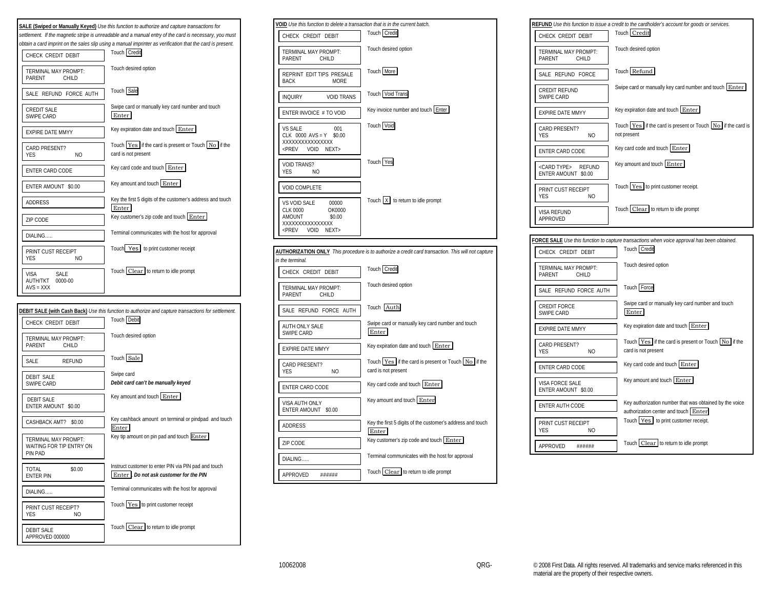**SALE (Swiped or Manually Keyed)** *Use this function to authorize and capture transactions for settlement. If the magnetic stripe is unreadable and a manual entry of the card is necessary, you must obtain a card imprint on the sales slip using a manual imprinter as verification that the card is present.*

| Display | Action |
|---|---|
| CHECK CREDIT DEBIT | Touch Credit |
| TERMINAL MAY PROMPT: PARENT CHILD | Touch desired option |
| SALE REFUND FORCE AUTH | Touch Sale |
| CREDIT SALE SWIPE CARD | Swipe card or manually key card number and touch Enter |
| EXPIRE DATE MMYY | Key expiration date and touch Enter |
| CARD PRESENT? YES NO | Touch Yes if the card is present or Touch No if the card is not present |
| ENTER CARD CODE | Key card code and touch Enter |
| ENTER AMOUNT $0.00 | Key amount and touch Enter |
| ADDRESS | Key the first 5 digits of the customer's address and touch Enter |
| ZIP CODE | Key customer's zip code and touch Enter |
| DIALING..... | Terminal communicates with the host for approval |
| PRINT CUST RECEIPT YES NO | Touch Yes to print customer receipt |
| VISA SALE AUTH/TKT 0000-00 AVS = XXX | Touch Clear to return to idle prompt |

**DEBIT SALE (with Cash Back)** *Use this function to authorize and capture transactions for settlement.*

| Display | Action |
|---|---|
| CHECK CREDIT DEBIT | Touch Debit |
| TERMINAL MAY PROMPT: PARENT CHILD | Touch desired option |
| SALE REFUND | Touch Sale |
| DEBIT SALE SWIPE CARD | Swipe card ***Debit card can't be manually keyed*** |
| DEBIT SALE ENTER AMOUNT $0.00 | Key amount and touch Enter |
| CASHBACK AMT? $0.00 | Key cashback amount on terminal or pindpad and touch Enter |
| TERMINAL MAY PROMPT: WAITING FOR TIP ENTRY ON PIN PAD | Key tip amount on pin pad and touch Enter |
| TOTAL $0.00 ENTER PIN | Instruct customer to enter PIN via PIN pad and touch Enter. ***Do not ask customer for the PIN*** |
| DIALING..... | Terminal communicates with the host for approval |
| PRINT CUST RECEIPT? YES NO | Touch Yes to print customer receipt |
| DEBIT SALE APPROVED 000000 | Touch Clear to return to idle prompt |

**VOID** *Use this function to delete a transaction that is in the current batch.*

| Display | Action |
|---|---|
| CHECK CREDIT DEBIT | Touch Credit |
| TERMINAL MAY PROMPT: PARENT CHILD | Touch desired option |
| REPRINT EDIT TIPS PRESALE BACK MORE | Touch More |
| INQUIRY VOID TRANS | Touch Void Trans |
| ENTER INVOICE # TO VOID | Key invoice number and touch Enter |
| VS SALE 001 CLK 0000 AVS = Y $0.00 XXXXXXXXXXXXXXX <PREV VOID NEXT> | Touch Void |
| VOID TRANS? YES NO | Touch Yes |
| VOID COMPLETE | |
| VS VOID SALE 00000 CLK 0000 OK0000 AMOUNT $0.00 XXXXXXXXXXXXXXX <PREV VOID NEXT> | Touch X to return to idle prompt |

**AUTHORIZATION ONLY** *This procedure is to authorize a credit card transaction. This will not capture in the terminal.*

| Display | Action |
|---|---|
| CHECK CREDIT DEBIT | Touch Credit |
| TERMINAL MAY PROMPT: PARENT CHILD | Touch desired option |
| SALE REFUND FORCE AUTH | Touch Auth |
| AUTH ONLY SALE SWIPE CARD | Swipe card or manually key card number and touch Enter |
| EXPIRE DATE MMYY | Key expiration date and touch Enter |
| CARD PRESENT? YES NO | Touch Yes if the card is present or Touch No if the card is not present |
| ENTER CARD CODE | Key card code and touch Enter |
| VISA AUTH ONLY ENTER AMOUNT $0.00 | Key amount and touch Enter |
| ADDRESS | Key the first 5 digits of the customer's address and touch Enter |
| ZIP CODE | Key customer's zip code and touch Enter |
| DIALING..... | Terminal communicates with the host for approval |
| APPROVED ###### | Touch Clear to return to idle prompt |

**REFUND** *Use this function to issue a credit to the cardholder's account for goods or services.*

| Display | Action |
|---|---|
| CHECK CREDIT DEBIT | Touch Credit |
| TERMINAL MAY PROMPT: PARENT CHILD | Touch desired option |
| SALE REFUND FORCE | Touch Refund |
| CREDIT REFUND SWIPE CARD | Swipe card or manually key card number and touch Enter |
| EXPIRE DATE MMYY | Key expiration date and touch Enter |
| CARD PRESENT? YES NO | Touch Yes if the card is present or Touch No if the card is not present |
| ENTER CARD CODE | Key card code and touch Enter |
| <CARD TYPE> REFUND ENTER AMOUNT $0.00 | Key amount and touch Enter |
| PRINT CUST RECEIPT YES NO | Touch Yes to print customer receipt. |
| VISA REFUND APPROVED | Touch Clear to return to idle prompt |

**FORCE SALE** *Use this function to capture transactions when voice approval has been obtained.*

| Display | Action |
|---|---|
| CHECK CREDIT DEBIT | Touch Credit |
| TERMINAL MAY PROMPT: PARENT CHILD | Touch desired option |
| SALE REFUND FORCE AUTH | Touch Force |
| CREDIT FORCE SWIPE CARD | Swipe card or manually key card number and touch Enter |
| EXPIRE DATE MMYY | Key expiration date and touch Enter |
| CARD PRESENT? YES NO | Touch Yes if the card is present or Touch No if the card is not present |
| ENTER CARD CODE | Key card code and touch Enter |
| VISA FORCE SALE ENTER AMOUNT $0.00 | Key amount and touch Enter |
| ENTER AUTH CODE | Key authorization number that was obtained by the voice authorization center and touch Enter |
| PRINT CUST RECEIPT YES NO | Touch Yes to print customer receipt. |
| APPROVED ###### | Touch Clear to return to idle prompt |

10062008 QRG-

© 2008 First Data. All rights reserved. All trademarks and service marks referenced in this material are the property of their respective owners.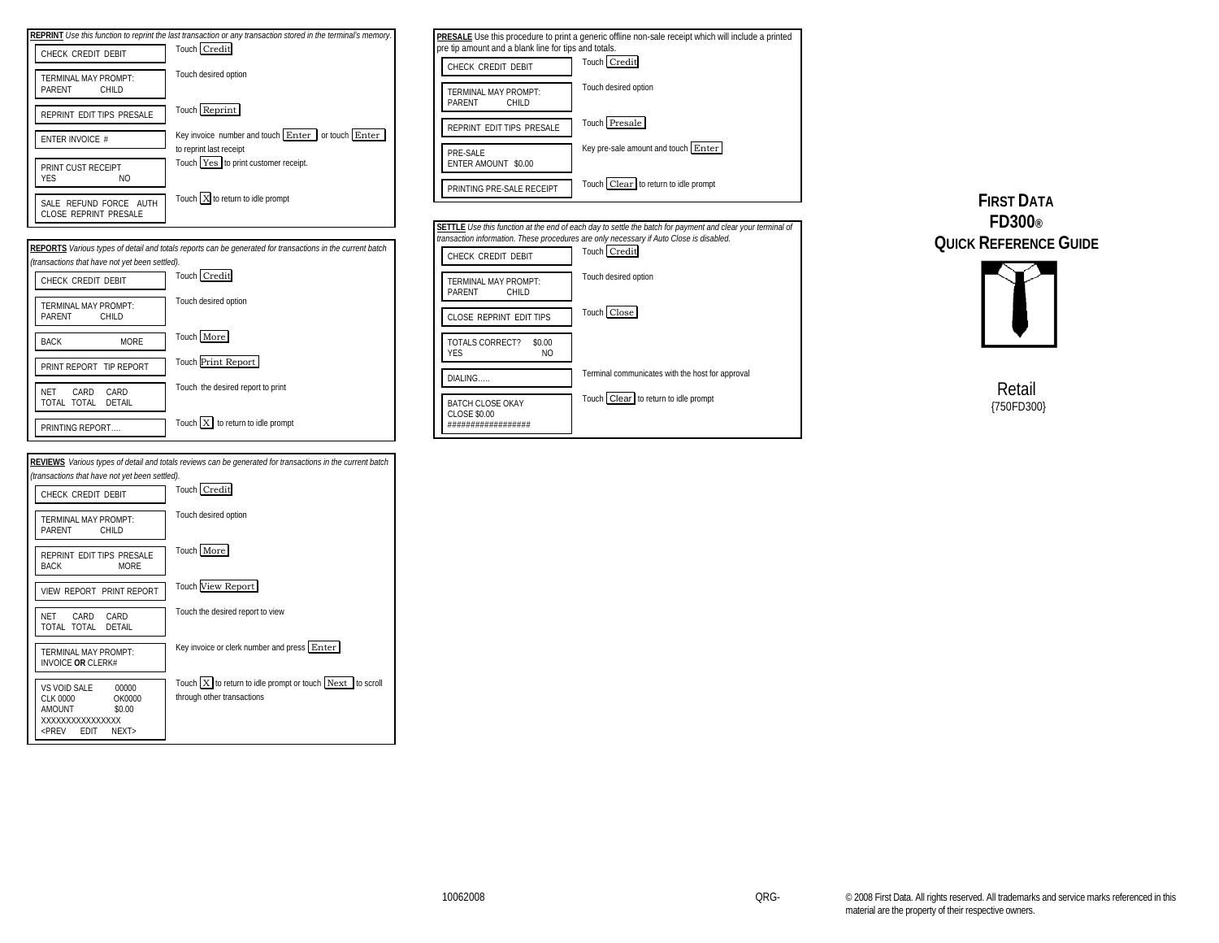**REPRINT** *Use this function to reprint the last transaction or any transaction stored in the terminal's memory.*

| | |
|---|---|
| CHECK CREDIT DEBIT | Touch Credit |
| TERMINAL MAY PROMPT: PARENT CHILD | Touch desired option |
| REPRINT EDIT TIPS PRESALE | Touch Reprint |
| ENTER INVOICE # | Key invoice number and touch Enter or touch Enter to reprint last receipt |
| PRINT CUST RECEIPT YES NO | Touch Yes to print customer receipt. |
| SALE REFUND FORCE AUTH CLOSE REPRINT PRESALE | Touch X to return to idle prompt |

**REPORTS** *Various types of detail and totals reports can be generated for transactions in the current batch (transactions that have not yet been settled).*

| | |
|---|---|
| CHECK CREDIT DEBIT | Touch Credit |
| TERMINAL MAY PROMPT: PARENT CHILD | Touch desired option |
| BACK MORE | Touch More |
| PRINT REPORT TIP REPORT | Touch Print Report |
| NET CARD CARD TOTAL TOTAL DETAIL | Touch the desired report to print |
| PRINTING REPORT.... | Touch X to return to idle prompt |

**REVIEWS** *Various types of detail and totals reviews can be generated for transactions in the current batch (transactions that have not yet been settled).*

| | |
|---|---|
| CHECK CREDIT DEBIT | Touch Credit |
| TERMINAL MAY PROMPT: PARENT CHILD | Touch desired option |
| REPRINT EDIT TIPS PRESALE BACK MORE | Touch More |
| VIEW REPORT PRINT REPORT | Touch View Report |
| NET CARD CARD TOTAL TOTAL DETAIL | Touch the desired report to view |
| TERMINAL MAY PROMPT: INVOICE **OR** CLERK# | Key invoice or clerk number and press Enter |
| VS VOID SALE 00000 CLK 0000 OK0000 AMOUNT $0.00 XXXXXXXXXXXXXXX <PREV EDIT NEXT> | Touch X to return to idle prompt or touch Next to scroll through other transactions |

**PRESALE** Use this procedure to print a generic offline non-sale receipt which will include a printed pre tip amount and a blank line for tips and totals.

| | |
|---|---|
| CHECK CREDIT DEBIT | Touch Credit |
| TERMINAL MAY PROMPT: PARENT CHILD | Touch desired option |
| REPRINT EDIT TIPS PRESALE | Touch Presale |
| PRE-SALE ENTER AMOUNT $0.00 | Key pre-sale amount and touch Enter |
| PRINTING PRE-SALE RECEIPT | Touch Clear to return to idle prompt |

**SETTLE** *Use this function at the end of each day to settle the batch for payment and clear your terminal of transaction information. These procedures are only necessary if Auto Close is disabled.*

| | |
|---|---|
| CHECK CREDIT DEBIT | Touch Credit |
| TERMINAL MAY PROMPT: PARENT CHILD | Touch desired option |
| CLOSE REPRINT EDIT TIPS | Touch Close |
| TOTALS CORRECT? $0.00 YES NO | |
| DIALING..... | Terminal communicates with the host for approval |
| BATCH CLOSE OKAY CLOSE $0.00 ################## | Touch Clear to return to idle prompt |

# FIRST DATA FD300® QUICK REFERENCE GUIDE

Retail
{750FD300}

10062008

QRG-

© 2008 First Data. All rights reserved. All trademarks and service marks referenced in this material are the property of their respective owners.